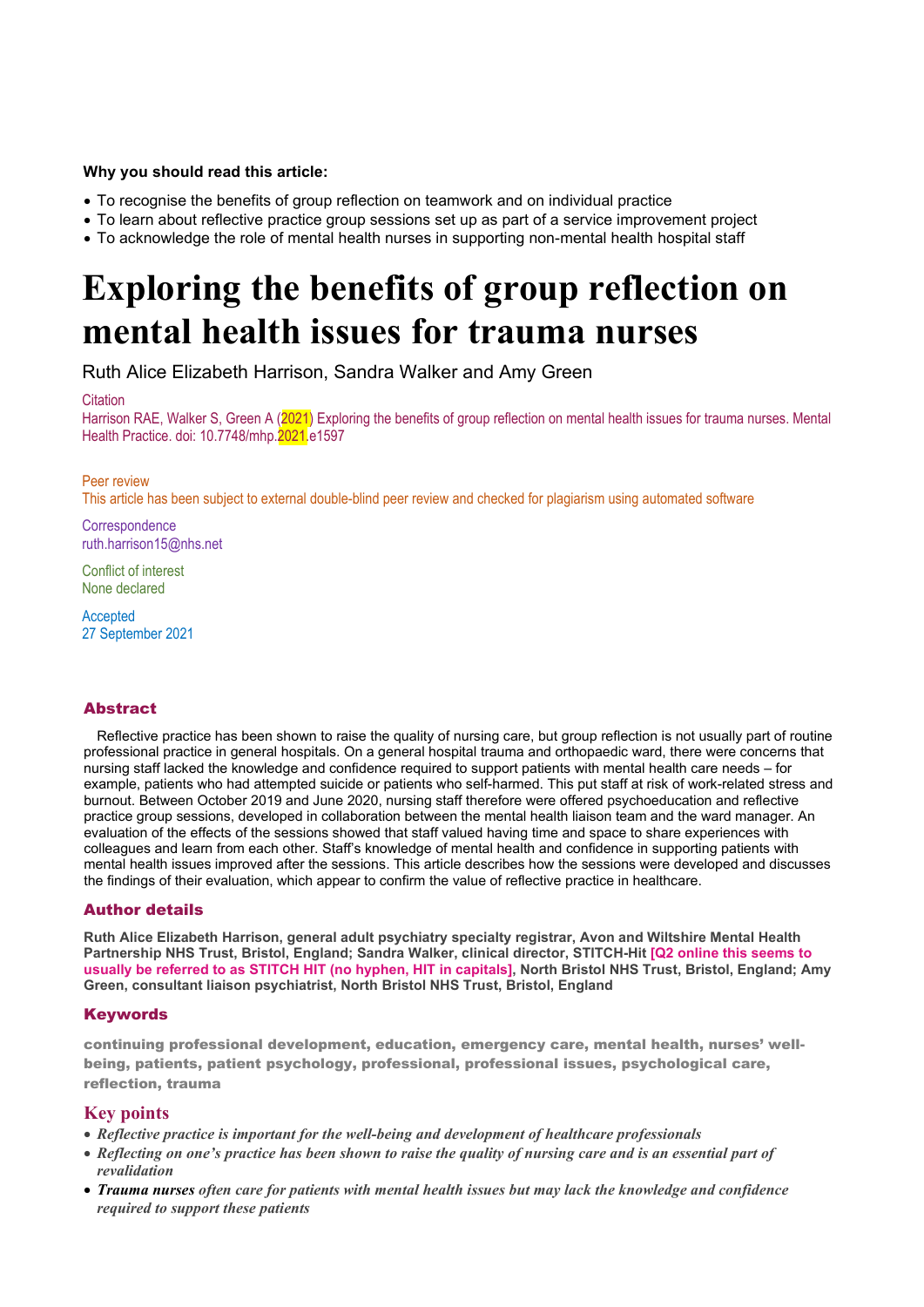**Why you should read this article:**

- To recognise the benefits of group reflection on teamwork and on individual practice
- To learn about reflective practice group sessions set up as part of a service improvement project
- To acknowledge the role of mental health nurses in supporting non-mental health hospital staff

# Exploring the benefits of group reflection on mental health issues for trauma nurses

Ruth Alice Elizabeth Harrison, Sandra Walker and Amy Green

Citation
Harrison RAE, Walker S, Green A (2021) Exploring the benefits of group reflection on mental health issues for trauma nurses. Mental Health Practice. doi: 10.7748/mhp.2021.e1597

Peer review
This article has been subject to external double-blind peer review and checked for plagiarism using automated software

Correspondence
ruth.harrison15@nhs.net

Conflict of interest
None declared

Accepted
27 September 2021

## Abstract

Reflective practice has been shown to raise the quality of nursing care, but group reflection is not usually part of routine professional practice in general hospitals. On a general hospital trauma and orthopaedic ward, there were concerns that nursing staff lacked the knowledge and confidence required to support patients with mental health care needs – for example, patients who had attempted suicide or patients who self-harmed. This put staff at risk of work-related stress and burnout. Between October 2019 and June 2020, nursing staff therefore were offered psychoeducation and reflective practice group sessions, developed in collaboration between the mental health liaison team and the ward manager. An evaluation of the effects of the sessions showed that staff valued having time and space to share experiences with colleagues and learn from each other. Staff's knowledge of mental health and confidence in supporting patients with mental health issues improved after the sessions. This article describes how the sessions were developed and discusses the findings of their evaluation, which appear to confirm the value of reflective practice in healthcare.

## Author details

**Ruth Alice Elizabeth Harrison, general adult psychiatry specialty registrar, Avon and Wiltshire Mental Health Partnership NHS Trust, Bristol, England; Sandra Walker, clinical director, STITCH-Hit [Q2 online this seems to usually be referred to as STITCH HIT (no hyphen, HIT in capitals], North Bristol NHS Trust, Bristol, England; Amy Green, consultant liaison psychiatrist, North Bristol NHS Trust, Bristol, England**

## Keywords

**continuing professional development, education, emergency care, mental health, nurses' well-being, patients, patient psychology, professional, professional issues, psychological care, reflection, trauma**

## Key points

- ***Reflective practice is important for the well-being and development of healthcare professionals***
- ***Reflecting on one's practice has been shown to raise the quality of nursing care and is an essential part of revalidation***
- ***Trauma nurses** often care for patients with mental health issues but may lack the knowledge and confidence required to support these patients*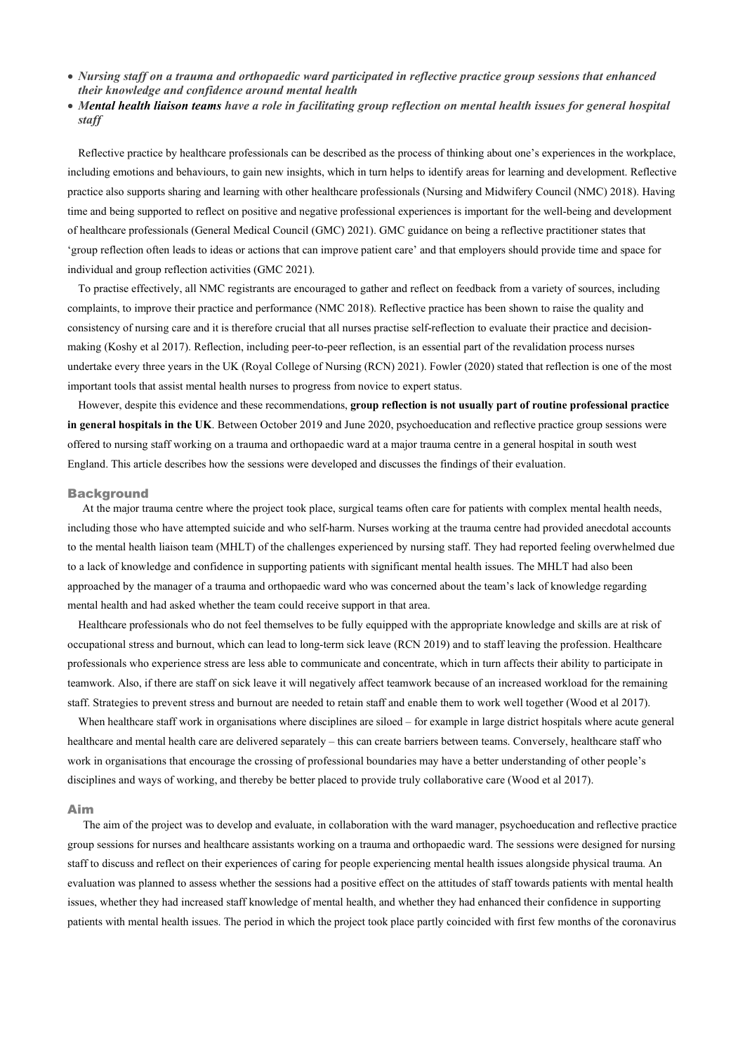- ***Nursing staff on a trauma and orthopaedic ward participated in reflective practice group sessions that enhanced their knowledge and confidence around mental health***
- ***Mental health liaison teams** have a role in facilitating group reflection on mental health issues for general hospital staff*

Reflective practice by healthcare professionals can be described as the process of thinking about one's experiences in the workplace, including emotions and behaviours, to gain new insights, which in turn helps to identify areas for learning and development. Reflective practice also supports sharing and learning with other healthcare professionals (Nursing and Midwifery Council (NMC) 2018). Having time and being supported to reflect on positive and negative professional experiences is important for the well-being and development of healthcare professionals (General Medical Council (GMC) 2021). GMC guidance on being a reflective practitioner states that 'group reflection often leads to ideas or actions that can improve patient care' and that employers should provide time and space for individual and group reflection activities (GMC 2021).

To practise effectively, all NMC registrants are encouraged to gather and reflect on feedback from a variety of sources, including complaints, to improve their practice and performance (NMC 2018). Reflective practice has been shown to raise the quality and consistency of nursing care and it is therefore crucial that all nurses practise self-reflection to evaluate their practice and decision-making (Koshy et al 2017). Reflection, including peer-to-peer reflection, is an essential part of the revalidation process nurses undertake every three years in the UK (Royal College of Nursing (RCN) 2021). Fowler (2020) stated that reflection is one of the most important tools that assist mental health nurses to progress from novice to expert status.

However, despite this evidence and these recommendations, **group reflection is not usually part of routine professional practice in general hospitals in the UK**. Between October 2019 and June 2020, psychoeducation and reflective practice group sessions were offered to nursing staff working on a trauma and orthopaedic ward at a major trauma centre in a general hospital in south west England. This article describes how the sessions were developed and discusses the findings of their evaluation.

## Background

At the major trauma centre where the project took place, surgical teams often care for patients with complex mental health needs, including those who have attempted suicide and who self-harm. Nurses working at the trauma centre had provided anecdotal accounts to the mental health liaison team (MHLT) of the challenges experienced by nursing staff. They had reported feeling overwhelmed due to a lack of knowledge and confidence in supporting patients with significant mental health issues. The MHLT had also been approached by the manager of a trauma and orthopaedic ward who was concerned about the team's lack of knowledge regarding mental health and had asked whether the team could receive support in that area.

Healthcare professionals who do not feel themselves to be fully equipped with the appropriate knowledge and skills are at risk of occupational stress and burnout, which can lead to long-term sick leave (RCN 2019) and to staff leaving the profession. Healthcare professionals who experience stress are less able to communicate and concentrate, which in turn affects their ability to participate in teamwork. Also, if there are staff on sick leave it will negatively affect teamwork because of an increased workload for the remaining staff. Strategies to prevent stress and burnout are needed to retain staff and enable them to work well together (Wood et al 2017).

When healthcare staff work in organisations where disciplines are siloed – for example in large district hospitals where acute general healthcare and mental health care are delivered separately – this can create barriers between teams. Conversely, healthcare staff who work in organisations that encourage the crossing of professional boundaries may have a better understanding of other people's disciplines and ways of working, and thereby be better placed to provide truly collaborative care (Wood et al 2017).

## Aim

The aim of the project was to develop and evaluate, in collaboration with the ward manager, psychoeducation and reflective practice group sessions for nurses and healthcare assistants working on a trauma and orthopaedic ward. The sessions were designed for nursing staff to discuss and reflect on their experiences of caring for people experiencing mental health issues alongside physical trauma. An evaluation was planned to assess whether the sessions had a positive effect on the attitudes of staff towards patients with mental health issues, whether they had increased staff knowledge of mental health, and whether they had enhanced their confidence in supporting patients with mental health issues. The period in which the project took place partly coincided with first few months of the coronavirus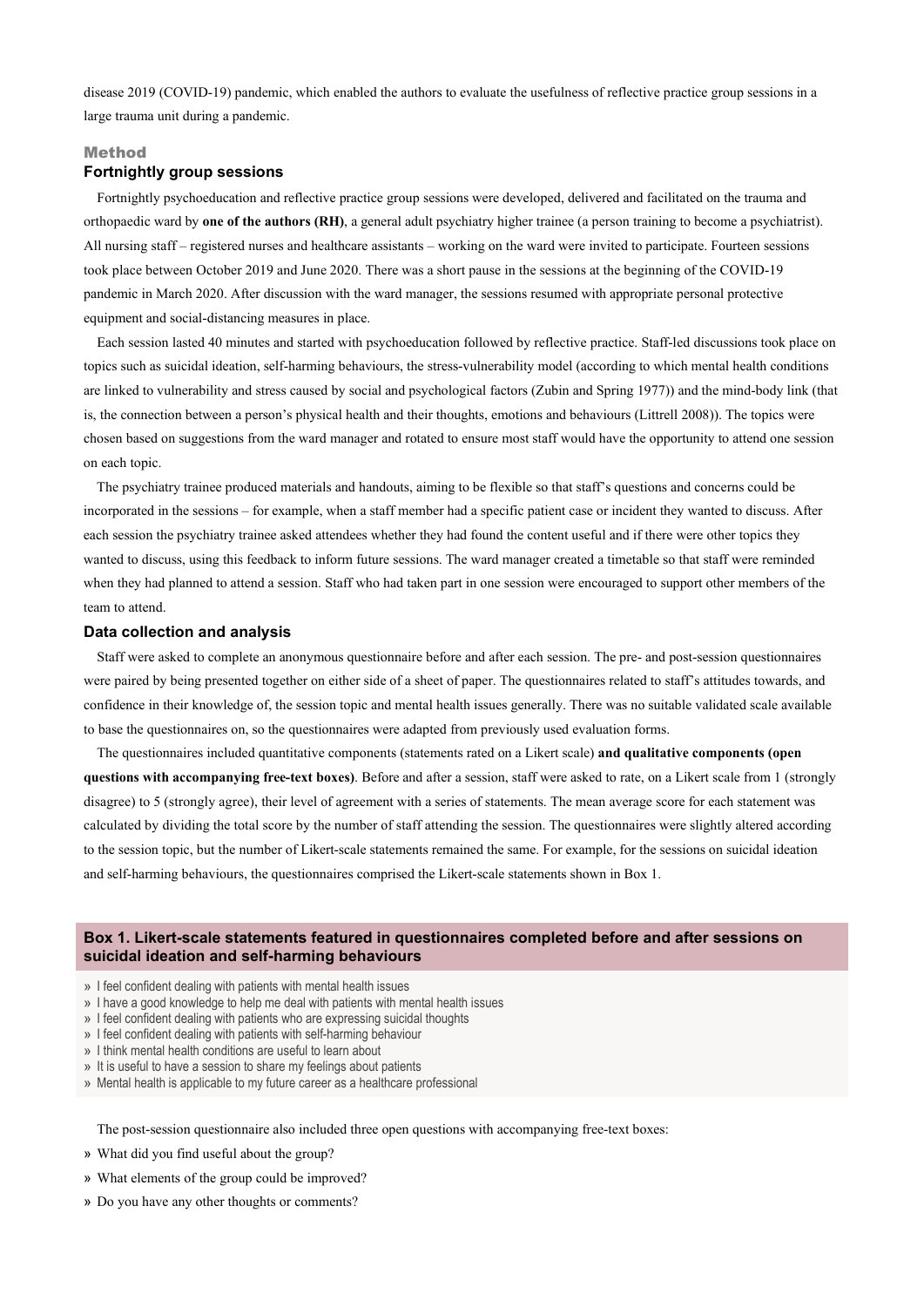disease 2019 (COVID-19) pandemic, which enabled the authors to evaluate the usefulness of reflective practice group sessions in a large trauma unit during a pandemic.

## Method

### Fortnightly group sessions

Fortnightly psychoeducation and reflective practice group sessions were developed, delivered and facilitated on the trauma and orthopaedic ward by **one of the authors (RH)**, a general adult psychiatry higher trainee (a person training to become a psychiatrist). All nursing staff – registered nurses and healthcare assistants – working on the ward were invited to participate. Fourteen sessions took place between October 2019 and June 2020. There was a short pause in the sessions at the beginning of the COVID-19 pandemic in March 2020. After discussion with the ward manager, the sessions resumed with appropriate personal protective equipment and social-distancing measures in place.

Each session lasted 40 minutes and started with psychoeducation followed by reflective practice. Staff-led discussions took place on topics such as suicidal ideation, self-harming behaviours, the stress-vulnerability model (according to which mental health conditions are linked to vulnerability and stress caused by social and psychological factors (Zubin and Spring 1977)) and the mind-body link (that is, the connection between a person's physical health and their thoughts, emotions and behaviours (Littrell 2008)). The topics were chosen based on suggestions from the ward manager and rotated to ensure most staff would have the opportunity to attend one session on each topic.

The psychiatry trainee produced materials and handouts, aiming to be flexible so that staff's questions and concerns could be incorporated in the sessions – for example, when a staff member had a specific patient case or incident they wanted to discuss. After each session the psychiatry trainee asked attendees whether they had found the content useful and if there were other topics they wanted to discuss, using this feedback to inform future sessions. The ward manager created a timetable so that staff were reminded when they had planned to attend a session. Staff who had taken part in one session were encouraged to support other members of the team to attend.

### Data collection and analysis

Staff were asked to complete an anonymous questionnaire before and after each session. The pre- and post-session questionnaires were paired by being presented together on either side of a sheet of paper. The questionnaires related to staff's attitudes towards, and confidence in their knowledge of, the session topic and mental health issues generally. There was no suitable validated scale available to base the questionnaires on, so the questionnaires were adapted from previously used evaluation forms.

The questionnaires included quantitative components (statements rated on a Likert scale) **and qualitative components (open questions with accompanying free-text boxes)**. Before and after a session, staff were asked to rate, on a Likert scale from 1 (strongly disagree) to 5 (strongly agree), their level of agreement with a series of statements. The mean average score for each statement was calculated by dividing the total score by the number of staff attending the session. The questionnaires were slightly altered according to the session topic, but the number of Likert-scale statements remained the same. For example, for the sessions on suicidal ideation and self-harming behaviours, the questionnaires comprised the Likert-scale statements shown in Box 1.

**Box 1. Likert-scale statements featured in questionnaires completed before and after sessions on suicidal ideation and self-harming behaviours**

- I feel confident dealing with patients with mental health issues
- I have a good knowledge to help me deal with patients with mental health issues
- I feel confident dealing with patients who are expressing suicidal thoughts
- I feel confident dealing with patients with self-harming behaviour
- I think mental health conditions are useful to learn about
- It is useful to have a session to share my feelings about patients
- Mental health is applicable to my future career as a healthcare professional

The post-session questionnaire also included three open questions with accompanying free-text boxes:

- What did you find useful about the group?
- What elements of the group could be improved?
- Do you have any other thoughts or comments?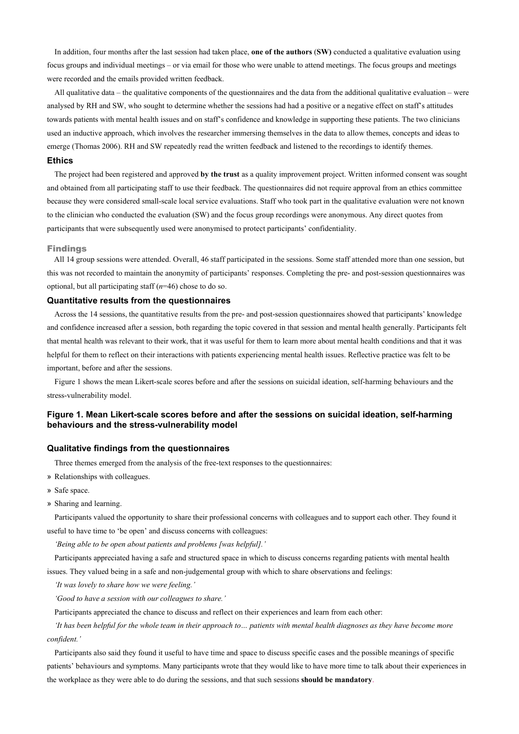In addition, four months after the last session had taken place, **one of the authors** (**SW)** conducted a qualitative evaluation using focus groups and individual meetings – or via email for those who were unable to attend meetings. The focus groups and meetings were recorded and the emails provided written feedback.

All qualitative data – the qualitative components of the questionnaires and the data from the additional qualitative evaluation – were analysed by RH and SW, who sought to determine whether the sessions had had a positive or a negative effect on staff's attitudes towards patients with mental health issues and on staff's confidence and knowledge in supporting these patients. The two clinicians used an inductive approach, which involves the researcher immersing themselves in the data to allow themes, concepts and ideas to emerge (Thomas 2006). RH and SW repeatedly read the written feedback and listened to the recordings to identify themes.

### Ethics

The project had been registered and approved **by the trust** as a quality improvement project. Written informed consent was sought and obtained from all participating staff to use their feedback. The questionnaires did not require approval from an ethics committee because they were considered small-scale local service evaluations. Staff who took part in the qualitative evaluation were not known to the clinician who conducted the evaluation (SW) and the focus group recordings were anonymous. Any direct quotes from participants that were subsequently used were anonymised to protect participants' confidentiality.

## Findings

All 14 group sessions were attended. Overall, 46 staff participated in the sessions. Some staff attended more than one session, but this was not recorded to maintain the anonymity of participants' responses. Completing the pre- and post-session questionnaires was optional, but all participating staff (*n*=46) chose to do so.

### Quantitative results from the questionnaires

Across the 14 sessions, the quantitative results from the pre- and post-session questionnaires showed that participants' knowledge and confidence increased after a session, both regarding the topic covered in that session and mental health generally. Participants felt that mental health was relevant to their work, that it was useful for them to learn more about mental health conditions and that it was helpful for them to reflect on their interactions with patients experiencing mental health issues. Reflective practice was felt to be important, before and after the sessions.

Figure 1 shows the mean Likert-scale scores before and after the sessions on suicidal ideation, self-harming behaviours and the stress-vulnerability model.

### Figure 1. Mean Likert-scale scores before and after the sessions on suicidal ideation, self-harming behaviours and the stress-vulnerability model

### Qualitative findings from the questionnaires

Three themes emerged from the analysis of the free-text responses to the questionnaires:

- Relationships with colleagues.
- Safe space.
- Sharing and learning.

Participants valued the opportunity to share their professional concerns with colleagues and to support each other. They found it useful to have time to 'be open' and discuss concerns with colleagues:

*'Being able to be open about patients and problems [was helpful].'*

Participants appreciated having a safe and structured space in which to discuss concerns regarding patients with mental health issues. They valued being in a safe and non-judgemental group with which to share observations and feelings:

*'It was lovely to share how we were feeling.'*

*'Good to have a session with our colleagues to share.'*

Participants appreciated the chance to discuss and reflect on their experiences and learn from each other:

*'It has been helpful for the whole team in their approach to… patients with mental health diagnoses as they have become more confident.'*

Participants also said they found it useful to have time and space to discuss specific cases and the possible meanings of specific patients' behaviours and symptoms. Many participants wrote that they would like to have more time to talk about their experiences in the workplace as they were able to do during the sessions, and that such sessions **should be mandatory**.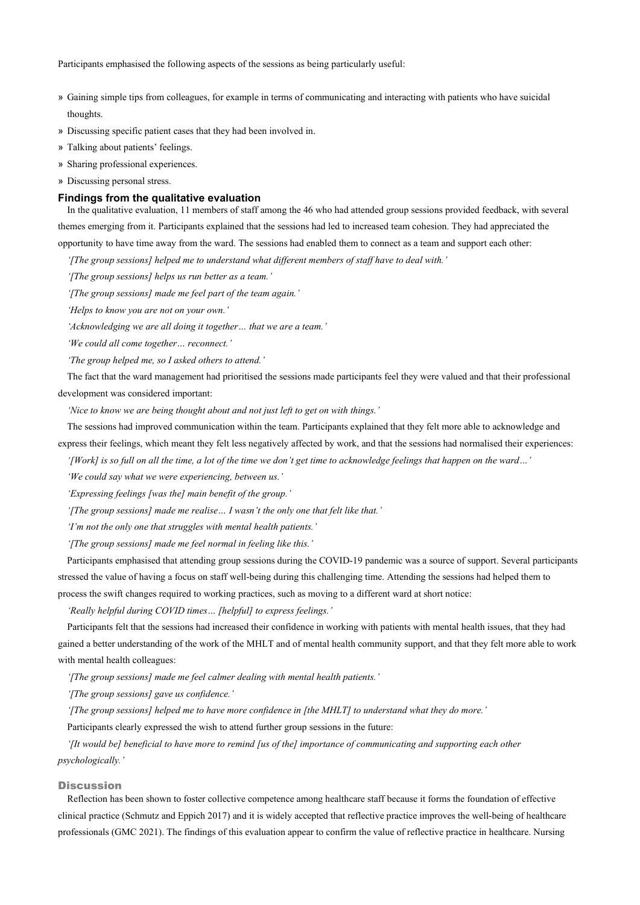Participants emphasised the following aspects of the sessions as being particularly useful:

- Gaining simple tips from colleagues, for example in terms of communicating and interacting with patients who have suicidal thoughts.
- Discussing specific patient cases that they had been involved in.
- Talking about patients' feelings.
- Sharing professional experiences.
- Discussing personal stress.

### Findings from the qualitative evaluation

In the qualitative evaluation, 11 members of staff among the 46 who had attended group sessions provided feedback, with several themes emerging from it. Participants explained that the sessions had led to increased team cohesion. They had appreciated the opportunity to have time away from the ward. The sessions had enabled them to connect as a team and support each other:

*'[The group sessions] helped me to understand what different members of staff have to deal with.'*

*'[The group sessions] helps us run better as a team.'*

*'[The group sessions] made me feel part of the team again.'*

*'Helps to know you are not on your own.'*

*'Acknowledging we are all doing it together… that we are a team.'*

*'We could all come together… reconnect.'*

*'The group helped me, so I asked others to attend.'*

The fact that the ward management had prioritised the sessions made participants feel they were valued and that their professional development was considered important:

*'Nice to know we are being thought about and not just left to get on with things.'*

The sessions had improved communication within the team. Participants explained that they felt more able to acknowledge and express their feelings, which meant they felt less negatively affected by work, and that the sessions had normalised their experiences:

*'[Work] is so full on all the time, a lot of the time we don't get time to acknowledge feelings that happen on the ward…'*

*'We could say what we were experiencing, between us.'*

*'Expressing feelings [was the] main benefit of the group.'*

*'[The group sessions] made me realise… I wasn't the only one that felt like that.'*

*'I'm not the only one that struggles with mental health patients.'*

*'[The group sessions] made me feel normal in feeling like this.'*

Participants emphasised that attending group sessions during the COVID-19 pandemic was a source of support. Several participants stressed the value of having a focus on staff well-being during this challenging time. Attending the sessions had helped them to process the swift changes required to working practices, such as moving to a different ward at short notice:

*'Really helpful during COVID times… [helpful] to express feelings.'*

Participants felt that the sessions had increased their confidence in working with patients with mental health issues, that they had gained a better understanding of the work of the MHLT and of mental health community support, and that they felt more able to work with mental health colleagues:

*'[The group sessions] made me feel calmer dealing with mental health patients.'*

*'[The group sessions] gave us confidence.'*

*'[The group sessions] helped me to have more confidence in [the MHLT] to understand what they do more.'*

Participants clearly expressed the wish to attend further group sessions in the future:

*'[It would be] beneficial to have more to remind [us of the] importance of communicating and supporting each other psychologically.'*

## Discussion

Reflection has been shown to foster collective competence among healthcare staff because it forms the foundation of effective clinical practice (Schmutz and Eppich 2017) and it is widely accepted that reflective practice improves the well-being of healthcare professionals (GMC 2021). The findings of this evaluation appear to confirm the value of reflective practice in healthcare. Nursing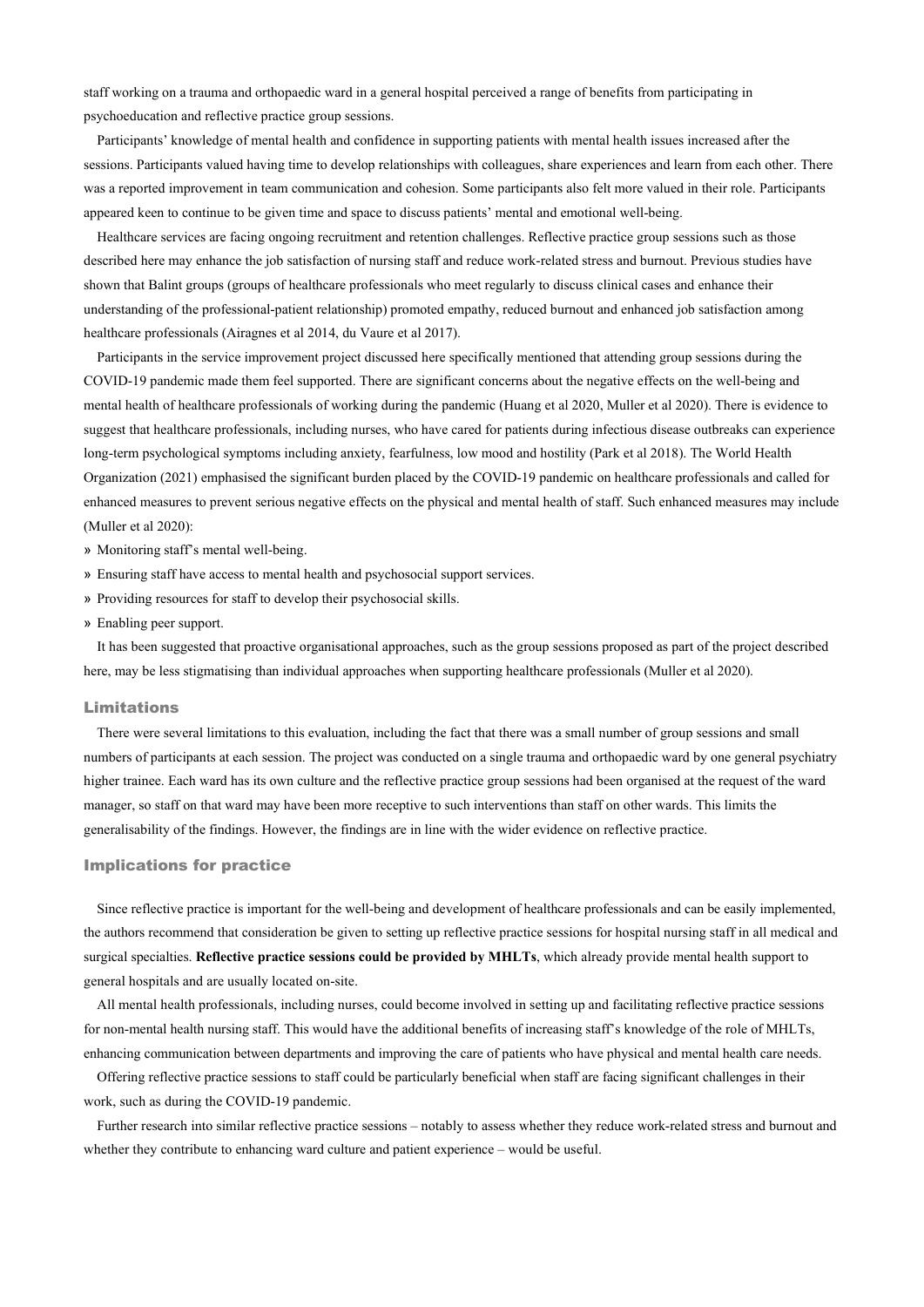staff working on a trauma and orthopaedic ward in a general hospital perceived a range of benefits from participating in psychoeducation and reflective practice group sessions.

Participants' knowledge of mental health and confidence in supporting patients with mental health issues increased after the sessions. Participants valued having time to develop relationships with colleagues, share experiences and learn from each other. There was a reported improvement in team communication and cohesion. Some participants also felt more valued in their role. Participants appeared keen to continue to be given time and space to discuss patients' mental and emotional well-being.

Healthcare services are facing ongoing recruitment and retention challenges. Reflective practice group sessions such as those described here may enhance the job satisfaction of nursing staff and reduce work-related stress and burnout. Previous studies have shown that Balint groups (groups of healthcare professionals who meet regularly to discuss clinical cases and enhance their understanding of the professional-patient relationship) promoted empathy, reduced burnout and enhanced job satisfaction among healthcare professionals (Airagnes et al 2014, du Vaure et al 2017).

Participants in the service improvement project discussed here specifically mentioned that attending group sessions during the COVID-19 pandemic made them feel supported. There are significant concerns about the negative effects on the well-being and mental health of healthcare professionals of working during the pandemic (Huang et al 2020, Muller et al 2020). There is evidence to suggest that healthcare professionals, including nurses, who have cared for patients during infectious disease outbreaks can experience long-term psychological symptoms including anxiety, fearfulness, low mood and hostility (Park et al 2018). The World Health Organization (2021) emphasised the significant burden placed by the COVID-19 pandemic on healthcare professionals and called for enhanced measures to prevent serious negative effects on the physical and mental health of staff. Such enhanced measures may include (Muller et al 2020):

- Monitoring staff's mental well-being.
- Ensuring staff have access to mental health and psychosocial support services.
- Providing resources for staff to develop their psychosocial skills.
- Enabling peer support.

It has been suggested that proactive organisational approaches, such as the group sessions proposed as part of the project described here, may be less stigmatising than individual approaches when supporting healthcare professionals (Muller et al 2020).

## Limitations

There were several limitations to this evaluation, including the fact that there was a small number of group sessions and small numbers of participants at each session. The project was conducted on a single trauma and orthopaedic ward by one general psychiatry higher trainee. Each ward has its own culture and the reflective practice group sessions had been organised at the request of the ward manager, so staff on that ward may have been more receptive to such interventions than staff on other wards. This limits the generalisability of the findings. However, the findings are in line with the wider evidence on reflective practice.

## Implications for practice

Since reflective practice is important for the well-being and development of healthcare professionals and can be easily implemented, the authors recommend that consideration be given to setting up reflective practice sessions for hospital nursing staff in all medical and surgical specialties. **Reflective practice sessions could be provided by MHLTs**, which already provide mental health support to general hospitals and are usually located on-site.

All mental health professionals, including nurses, could become involved in setting up and facilitating reflective practice sessions for non-mental health nursing staff. This would have the additional benefits of increasing staff's knowledge of the role of MHLTs, enhancing communication between departments and improving the care of patients who have physical and mental health care needs.

Offering reflective practice sessions to staff could be particularly beneficial when staff are facing significant challenges in their work, such as during the COVID-19 pandemic.

Further research into similar reflective practice sessions – notably to assess whether they reduce work-related stress and burnout and whether they contribute to enhancing ward culture and patient experience – would be useful.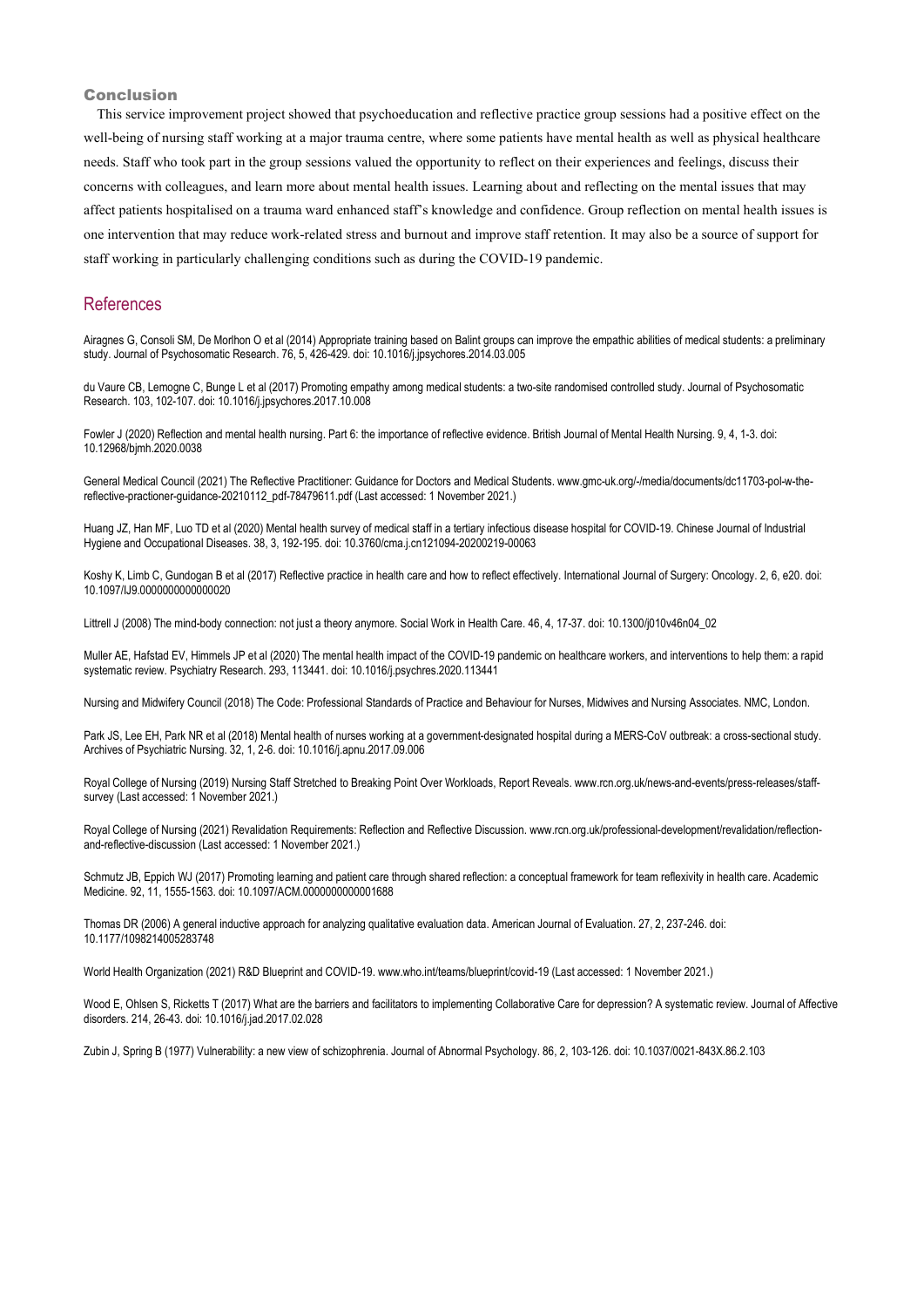## Conclusion

This service improvement project showed that psychoeducation and reflective practice group sessions had a positive effect on the well-being of nursing staff working at a major trauma centre, where some patients have mental health as well as physical healthcare needs. Staff who took part in the group sessions valued the opportunity to reflect on their experiences and feelings, discuss their concerns with colleagues, and learn more about mental health issues. Learning about and reflecting on the mental issues that may affect patients hospitalised on a trauma ward enhanced staff's knowledge and confidence. Group reflection on mental health issues is one intervention that may reduce work-related stress and burnout and improve staff retention. It may also be a source of support for staff working in particularly challenging conditions such as during the COVID-19 pandemic.

## References

Airagnes G, Consoli SM, De Morlhon O et al (2014) Appropriate training based on Balint groups can improve the empathic abilities of medical students: a preliminary study. Journal of Psychosomatic Research. 76, 5, 426-429. doi: 10.1016/j.jpsychores.2014.03.005

du Vaure CB, Lemogne C, Bunge L et al (2017) Promoting empathy among medical students: a two-site randomised controlled study. Journal of Psychosomatic Research. 103, 102-107. doi: 10.1016/j.jpsychores.2017.10.008

Fowler J (2020) Reflection and mental health nursing. Part 6: the importance of reflective evidence. British Journal of Mental Health Nursing. 9, 4, 1-3. doi: 10.12968/bjmh.2020.0038

General Medical Council (2021) The Reflective Practitioner: Guidance for Doctors and Medical Students. www.gmc-uk.org/-/media/documents/dc11703-pol-w-the-reflective-practioner-guidance-20210112_pdf-78479611.pdf (Last accessed: 1 November 2021.)

Huang JZ, Han MF, Luo TD et al (2020) Mental health survey of medical staff in a tertiary infectious disease hospital for COVID-19. Chinese Journal of Industrial Hygiene and Occupational Diseases. 38, 3, 192-195. doi: 10.3760/cma.j.cn121094-20200219-00063

Koshy K, Limb C, Gundogan B et al (2017) Reflective practice in health care and how to reflect effectively. International Journal of Surgery: Oncology. 2, 6, e20. doi: 10.1097/IJ9.0000000000000020

Littrell J (2008) The mind-body connection: not just a theory anymore. Social Work in Health Care. 46, 4, 17-37. doi: 10.1300/j010v46n04_02

Muller AE, Hafstad EV, Himmels JP et al (2020) The mental health impact of the COVID-19 pandemic on healthcare workers, and interventions to help them: a rapid systematic review. Psychiatry Research. 293, 113441. doi: 10.1016/j.psychres.2020.113441

Nursing and Midwifery Council (2018) The Code: Professional Standards of Practice and Behaviour for Nurses, Midwives and Nursing Associates. NMC, London.

Park JS, Lee EH, Park NR et al (2018) Mental health of nurses working at a government-designated hospital during a MERS-CoV outbreak: a cross-sectional study. Archives of Psychiatric Nursing. 32, 1, 2-6. doi: 10.1016/j.apnu.2017.09.006

Royal College of Nursing (2019) Nursing Staff Stretched to Breaking Point Over Workloads, Report Reveals. www.rcn.org.uk/news-and-events/press-releases/staff-survey (Last accessed: 1 November 2021.)

Royal College of Nursing (2021) Revalidation Requirements: Reflection and Reflective Discussion. www.rcn.org.uk/professional-development/revalidation/reflection-and-reflective-discussion (Last accessed: 1 November 2021.)

Schmutz JB, Eppich WJ (2017) Promoting learning and patient care through shared reflection: a conceptual framework for team reflexivity in health care. Academic Medicine. 92, 11, 1555-1563. doi: 10.1097/ACM.0000000000001688

Thomas DR (2006) A general inductive approach for analyzing qualitative evaluation data. American Journal of Evaluation. 27, 2, 237-246. doi: 10.1177/1098214005283748

World Health Organization (2021) R&D Blueprint and COVID-19. www.who.int/teams/blueprint/covid-19 (Last accessed: 1 November 2021.)

Wood E, Ohlsen S, Ricketts T (2017) What are the barriers and facilitators to implementing Collaborative Care for depression? A systematic review. Journal of Affective disorders. 214, 26-43. doi: 10.1016/j.jad.2017.02.028

Zubin J, Spring B (1977) Vulnerability: a new view of schizophrenia. Journal of Abnormal Psychology. 86, 2, 103-126. doi: 10.1037/0021-843X.86.2.103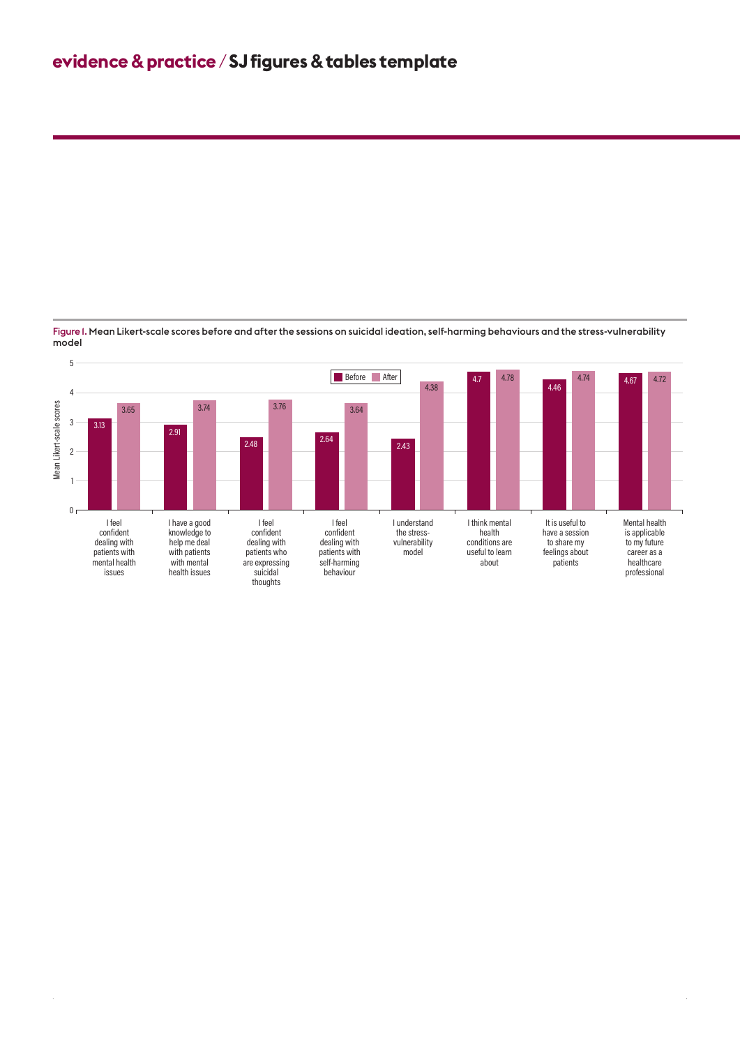Figure 1. Mean Likert-scale scores before and after the sessions on suicidal ideation, self-harming behaviours and the stress-vulnerability model

Mean Likert-scale scores

5
4
3
2
1
0

Before
After

3.13
3.65
I feel confident dealing with patients with mental health issues

2.91
3.74
I have a good knowledge to help me deal with patients with mental health issues

2.48
3.76
I feel confident dealing with patients who are expressing suicidal thoughts

2.64
3.64
I feel confident dealing with patients with self-harming behaviour

2.43
4.38
I understand the stress-vulnerability model

4.7
4.78
I think mental health conditions are useful to learn about

4.46
4.74
It is useful to have a session to share my feelings about patients

4.67
4.72
Mental health is applicable to my future career as a healthcare professional